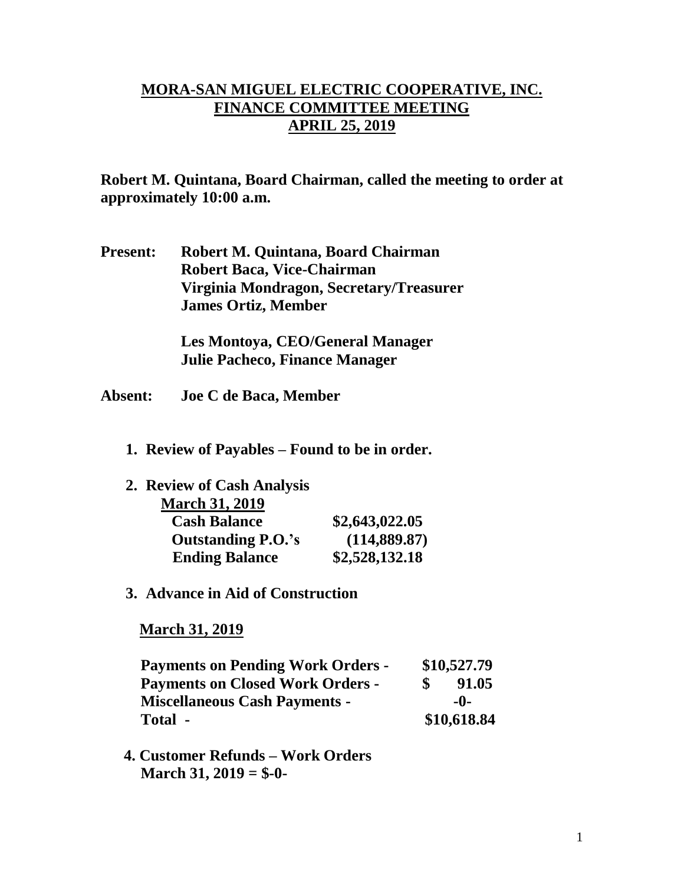# MORA-SAN MIGUEL ELECTRIC COOPERATIVE, INC.
## FINANCE COMMITTEE MEETING
## APRIL 25, 2019

**Robert M. Quintana, Board Chairman, called the meeting to order at approximately 10:00 a.m.**

**Present:** **Robert M. Quintana, Board Chairman**
**Robert Baca, Vice-Chairman**
**Virginia Mondragon, Secretary/Treasurer**
**James Ortiz, Member**

**Les Montoya, CEO/General Manager**
**Julie Pacheco, Finance Manager**

**Absent:** **Joe C de Baca, Member**

1. **Review of Payables – Found to be in order.**

2. **Review of Cash Analysis**

   **March 31, 2019**

| | |
|---|---|
| **Cash Balance** | **$2,643,022.05** |
| **Outstanding P.O.'s** | **(114,889.87)** |
| **Ending Balance** | **$2,528,132.18** |

3. **Advance in Aid of Construction**

   **March 31, 2019**

| | |
|---|---|
| **Payments on Pending Work Orders -** | **$10,527.79** |
| **Payments on Closed Work Orders -** | **$ 91.05** |
| **Miscellaneous Cash Payments -** | **-0-** |
| **Total -** | **$10,618.84** |

4. **Customer Refunds – Work Orders**
   **March 31, 2019 = $-0-**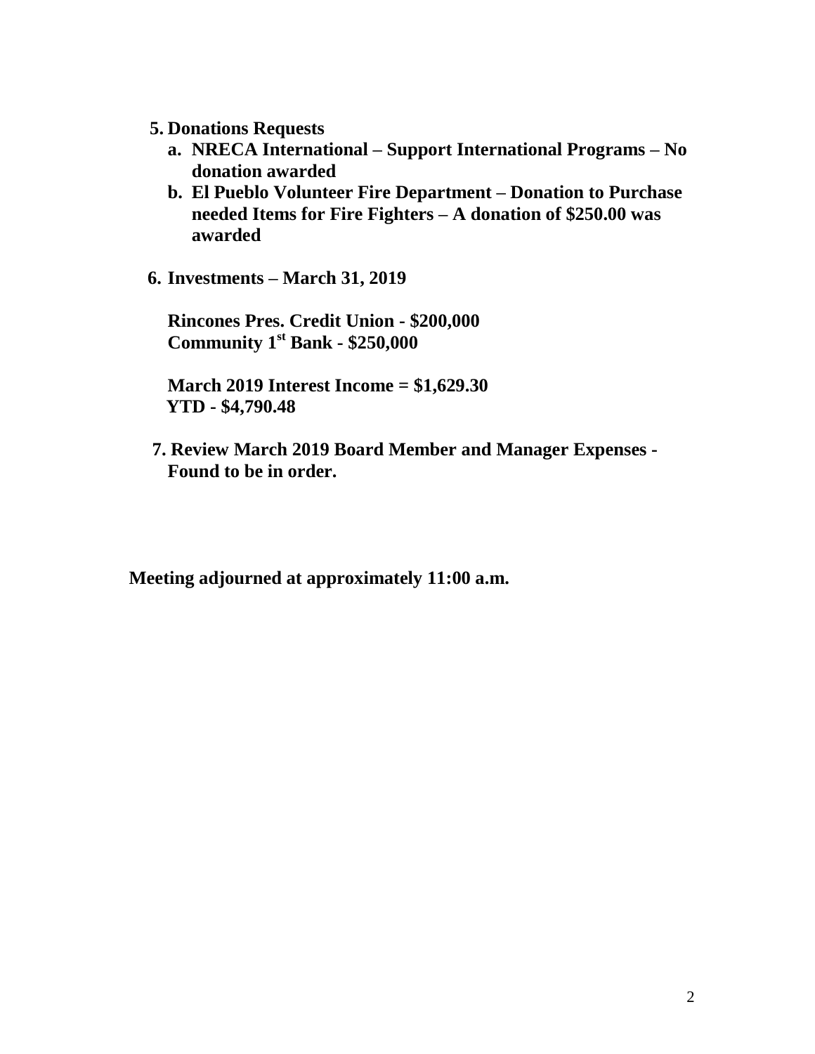**5. Donations Requests**

  **a. NRECA International – Support International Programs – No donation awarded**

  **b. El Pueblo Volunteer Fire Department – Donation to Purchase needed Items for Fire Fighters – A donation of $250.00 was awarded**

**6. Investments – March 31, 2019**

**Rincones Pres. Credit Union - $200,000**
**Community 1st Bank - $250,000**

**March 2019 Interest Income = $1,629.30**
**YTD - $4,790.48**

**7. Review March 2019 Board Member and Manager Expenses - Found to be in order.**

**Meeting adjourned at approximately 11:00 a.m.**